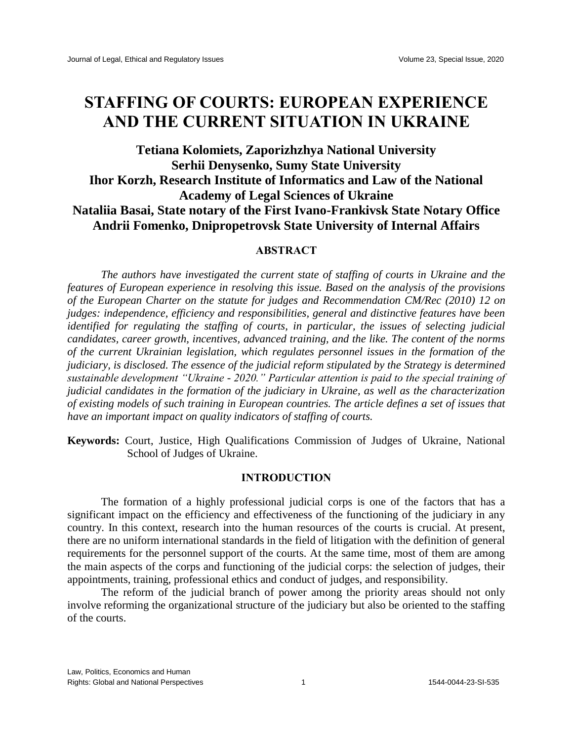# STAFFING OF COURTS: EUROPEAN EXPERIENCE AND THE CURRENT SITUATION IN UKRAINE

**Tetiana Kolomiets, Zaporizhzhya National University**
**Serhii Denysenko, Sumy State University**
**Ihor Korzh, Research Institute of Informatics and Law of the National Academy of Legal Sciences of Ukraine**
**Nataliia Basai, State notary of the First Ivano-Frankivsk State Notary Office**
**Andrii Fomenko, Dnipropetrovsk State University of Internal Affairs**

## ABSTRACT

*The authors have investigated the current state of staffing of courts in Ukraine and the features of European experience in resolving this issue. Based on the analysis of the provisions of the European Charter on the statute for judges and Recommendation CM/Rec (2010) 12 on judges: independence, efficiency and responsibilities, general and distinctive features have been identified for regulating the staffing of courts, in particular, the issues of selecting judicial candidates, career growth, incentives, advanced training, and the like. The content of the norms of the current Ukrainian legislation, which regulates personnel issues in the formation of the judiciary, is disclosed. The essence of the judicial reform stipulated by the Strategy is determined sustainable development "Ukraine - 2020." Particular attention is paid to the special training of judicial candidates in the formation of the judiciary in Ukraine, as well as the characterization of existing models of such training in European countries. The article defines a set of issues that have an important impact on quality indicators of staffing of courts.*

**Keywords:** Court, Justice, High Qualifications Commission of Judges of Ukraine, National School of Judges of Ukraine.

## INTRODUCTION

The formation of a highly professional judicial corps is one of the factors that has a significant impact on the efficiency and effectiveness of the functioning of the judiciary in any country. In this context, research into the human resources of the courts is crucial. At present, there are no uniform international standards in the field of litigation with the definition of general requirements for the personnel support of the courts. At the same time, most of them are among the main aspects of the corps and functioning of the judicial corps: the selection of judges, their appointments, training, professional ethics and conduct of judges, and responsibility.

The reform of the judicial branch of power among the priority areas should not only involve reforming the organizational structure of the judiciary but also be oriented to the staffing of the courts.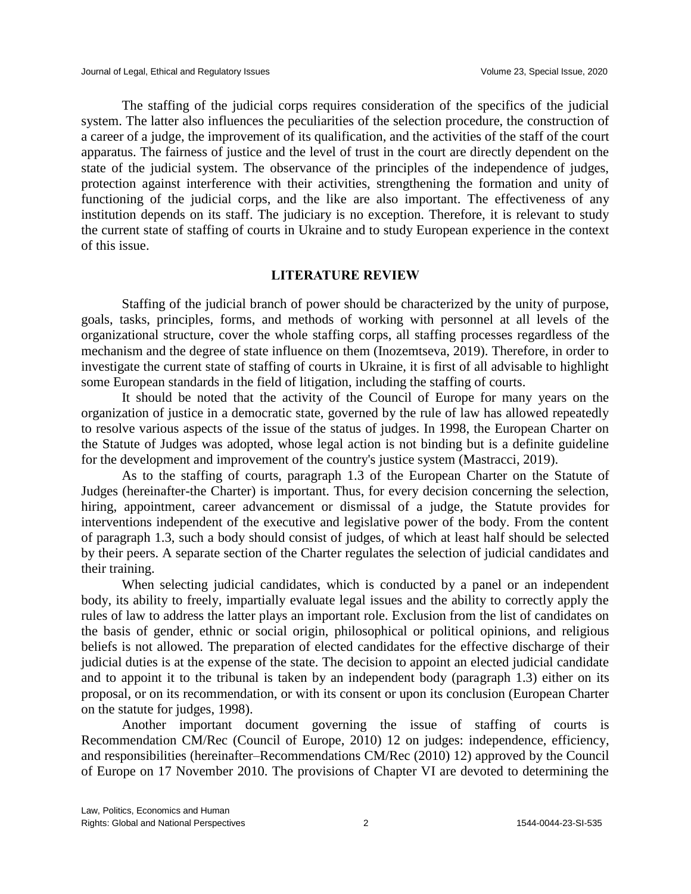The staffing of the judicial corps requires consideration of the specifics of the judicial system. The latter also influences the peculiarities of the selection procedure, the construction of a career of a judge, the improvement of its qualification, and the activities of the staff of the court apparatus. The fairness of justice and the level of trust in the court are directly dependent on the state of the judicial system. The observance of the principles of the independence of judges, protection against interference with their activities, strengthening the formation and unity of functioning of the judicial corps, and the like are also important. The effectiveness of any institution depends on its staff. The judiciary is no exception. Therefore, it is relevant to study the current state of staffing of courts in Ukraine and to study European experience in the context of this issue.

## LITERATURE REVIEW

Staffing of the judicial branch of power should be characterized by the unity of purpose, goals, tasks, principles, forms, and methods of working with personnel at all levels of the organizational structure, cover the whole staffing corps, all staffing processes regardless of the mechanism and the degree of state influence on them (Inozemtseva, 2019). Therefore, in order to investigate the current state of staffing of courts in Ukraine, it is first of all advisable to highlight some European standards in the field of litigation, including the staffing of courts.

It should be noted that the activity of the Council of Europe for many years on the organization of justice in a democratic state, governed by the rule of law has allowed repeatedly to resolve various aspects of the issue of the status of judges. In 1998, the European Charter on the Statute of Judges was adopted, whose legal action is not binding but is a definite guideline for the development and improvement of the country's justice system (Mastracci, 2019).

As to the staffing of courts, paragraph 1.3 of the European Charter on the Statute of Judges (hereinafter-the Charter) is important. Thus, for every decision concerning the selection, hiring, appointment, career advancement or dismissal of a judge, the Statute provides for interventions independent of the executive and legislative power of the body. From the content of paragraph 1.3, such a body should consist of judges, of which at least half should be selected by their peers. A separate section of the Charter regulates the selection of judicial candidates and their training.

When selecting judicial candidates, which is conducted by a panel or an independent body, its ability to freely, impartially evaluate legal issues and the ability to correctly apply the rules of law to address the latter plays an important role. Exclusion from the list of candidates on the basis of gender, ethnic or social origin, philosophical or political opinions, and religious beliefs is not allowed. The preparation of elected candidates for the effective discharge of their judicial duties is at the expense of the state. The decision to appoint an elected judicial candidate and to appoint it to the tribunal is taken by an independent body (paragraph 1.3) either on its proposal, or on its recommendation, or with its consent or upon its conclusion (European Charter on the statute for judges, 1998).

Another important document governing the issue of staffing of courts is Recommendation CM/Rec (Council of Europe, 2010) 12 on judges: independence, efficiency, and responsibilities (hereinafter–Recommendations CM/Rec (2010) 12) approved by the Council of Europe on 17 November 2010. The provisions of Chapter VI are devoted to determining the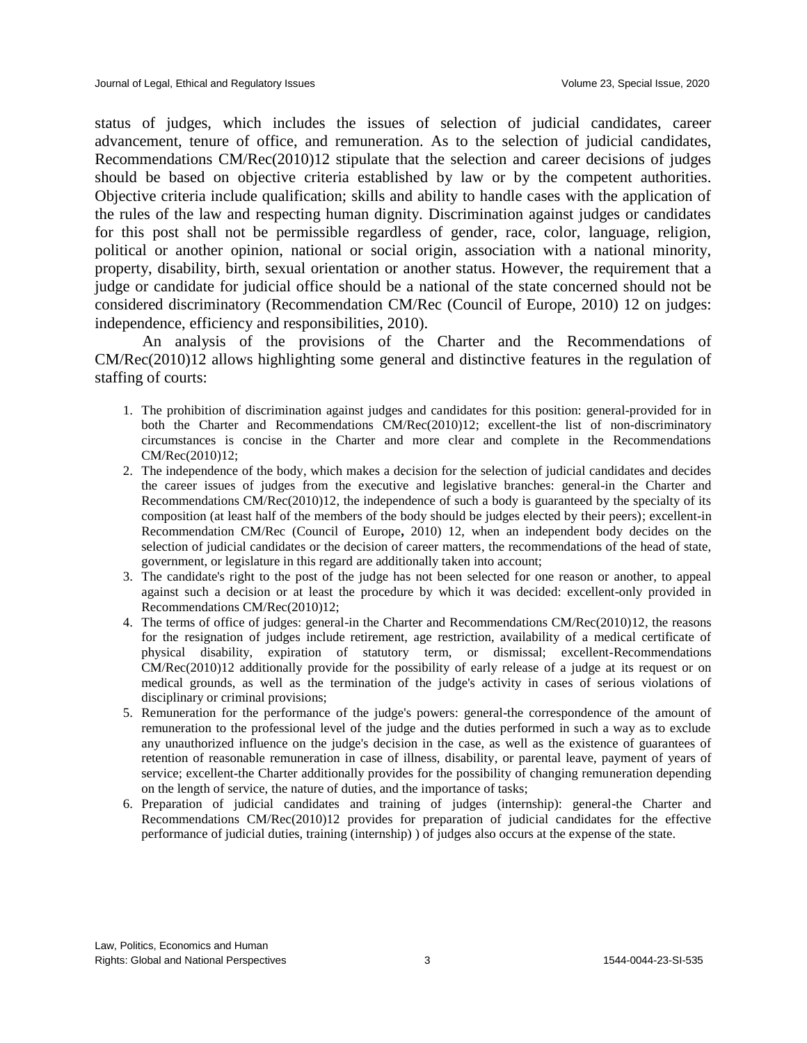status of judges, which includes the issues of selection of judicial candidates, career advancement, tenure of office, and remuneration. As to the selection of judicial candidates, Recommendations CM/Rec(2010)12 stipulate that the selection and career decisions of judges should be based on objective criteria established by law or by the competent authorities. Objective criteria include qualification; skills and ability to handle cases with the application of the rules of the law and respecting human dignity. Discrimination against judges or candidates for this post shall not be permissible regardless of gender, race, color, language, religion, political or another opinion, national or social origin, association with a national minority, property, disability, birth, sexual orientation or another status. However, the requirement that a judge or candidate for judicial office should be a national of the state concerned should not be considered discriminatory (Recommendation CM/Rec (Council of Europe, 2010) 12 on judges: independence, efficiency and responsibilities, 2010).

An analysis of the provisions of the Charter and the Recommendations of CM/Rec(2010)12 allows highlighting some general and distinctive features in the regulation of staffing of courts:

1. The prohibition of discrimination against judges and candidates for this position: general-provided for in both the Charter and Recommendations CM/Rec(2010)12; excellent-the list of non-discriminatory circumstances is concise in the Charter and more clear and complete in the Recommendations CM/Rec(2010)12;
2. The independence of the body, which makes a decision for the selection of judicial candidates and decides the career issues of judges from the executive and legislative branches: general-in the Charter and Recommendations CM/Rec(2010)12, the independence of such a body is guaranteed by the specialty of its composition (at least half of the members of the body should be judges elected by their peers); excellent-in Recommendation CM/Rec (Council of Europe**,** 2010) 12, when an independent body decides on the selection of judicial candidates or the decision of career matters, the recommendations of the head of state, government, or legislature in this regard are additionally taken into account;
3. The candidate's right to the post of the judge has not been selected for one reason or another, to appeal against such a decision or at least the procedure by which it was decided: excellent-only provided in Recommendations CM/Rec(2010)12;
4. The terms of office of judges: general-in the Charter and Recommendations CM/Rec(2010)12, the reasons for the resignation of judges include retirement, age restriction, availability of a medical certificate of physical disability, expiration of statutory term, or dismissal; excellent-Recommendations CM/Rec(2010)12 additionally provide for the possibility of early release of a judge at its request or on medical grounds, as well as the termination of the judge's activity in cases of serious violations of disciplinary or criminal provisions;
5. Remuneration for the performance of the judge's powers: general-the correspondence of the amount of remuneration to the professional level of the judge and the duties performed in such a way as to exclude any unauthorized influence on the judge's decision in the case, as well as the existence of guarantees of retention of reasonable remuneration in case of illness, disability, or parental leave, payment of years of service; excellent-the Charter additionally provides for the possibility of changing remuneration depending on the length of service, the nature of duties, and the importance of tasks;
6. Preparation of judicial candidates and training of judges (internship): general-the Charter and Recommendations CM/Rec(2010)12 provides for preparation of judicial candidates for the effective performance of judicial duties, training (internship) ) of judges also occurs at the expense of the state.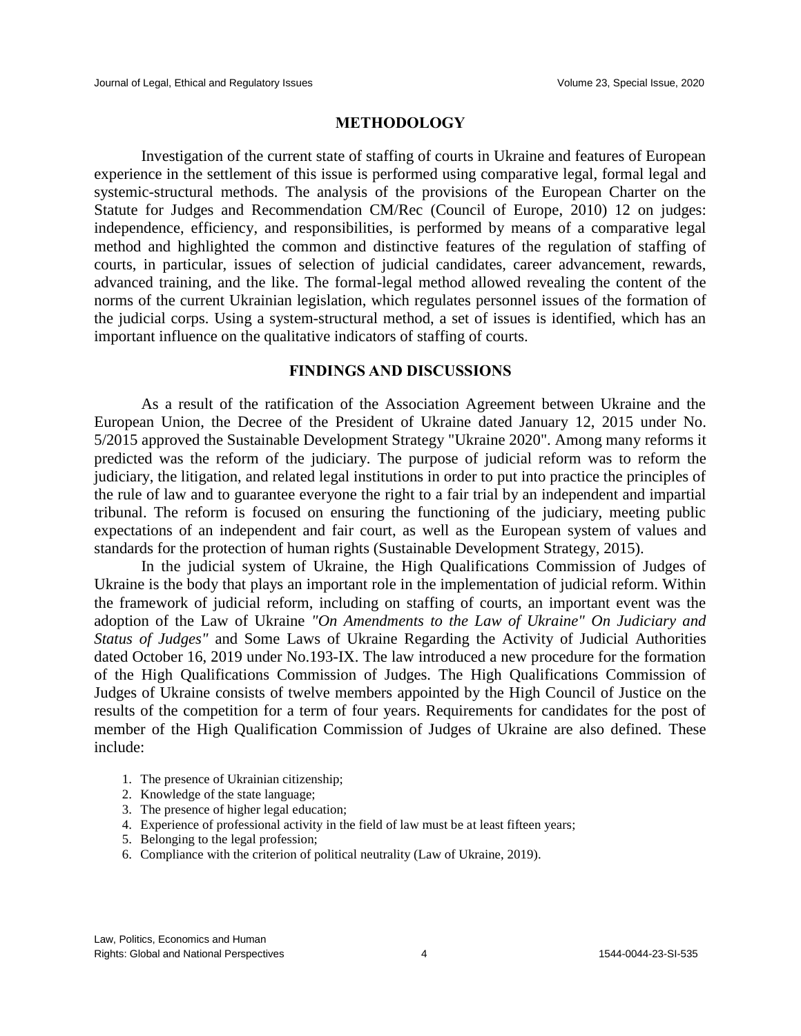## METHODOLOGY

Investigation of the current state of staffing of courts in Ukraine and features of European experience in the settlement of this issue is performed using comparative legal, formal legal and systemic-structural methods. The analysis of the provisions of the European Charter on the Statute for Judges and Recommendation CM/Rec (Council of Europe, 2010) 12 on judges: independence, efficiency, and responsibilities, is performed by means of a comparative legal method and highlighted the common and distinctive features of the regulation of staffing of courts, in particular, issues of selection of judicial candidates, career advancement, rewards, advanced training, and the like. The formal-legal method allowed revealing the content of the norms of the current Ukrainian legislation, which regulates personnel issues of the formation of the judicial corps. Using a system-structural method, a set of issues is identified, which has an important influence on the qualitative indicators of staffing of courts.

## FINDINGS AND DISCUSSIONS

As a result of the ratification of the Association Agreement between Ukraine and the European Union, the Decree of the President of Ukraine dated January 12, 2015 under No. 5/2015 approved the Sustainable Development Strategy "Ukraine 2020". Among many reforms it predicted was the reform of the judiciary. The purpose of judicial reform was to reform the judiciary, the litigation, and related legal institutions in order to put into practice the principles of the rule of law and to guarantee everyone the right to a fair trial by an independent and impartial tribunal. The reform is focused on ensuring the functioning of the judiciary, meeting public expectations of an independent and fair court, as well as the European system of values and standards for the protection of human rights (Sustainable Development Strategy, 2015).

In the judicial system of Ukraine, the High Qualifications Commission of Judges of Ukraine is the body that plays an important role in the implementation of judicial reform. Within the framework of judicial reform, including on staffing of courts, an important event was the adoption of the Law of Ukraine *"On Amendments to the Law of Ukraine" On Judiciary and Status of Judges"* and Some Laws of Ukraine Regarding the Activity of Judicial Authorities dated October 16, 2019 under No.193-IX. The law introduced a new procedure for the formation of the High Qualifications Commission of Judges. The High Qualifications Commission of Judges of Ukraine consists of twelve members appointed by the High Council of Justice on the results of the competition for a term of four years. Requirements for candidates for the post of member of the High Qualification Commission of Judges of Ukraine are also defined. These include:

1. The presence of Ukrainian citizenship;
2. Knowledge of the state language;
3. The presence of higher legal education;
4. Experience of professional activity in the field of law must be at least fifteen years;
5. Belonging to the legal profession;
6. Compliance with the criterion of political neutrality (Law of Ukraine, 2019).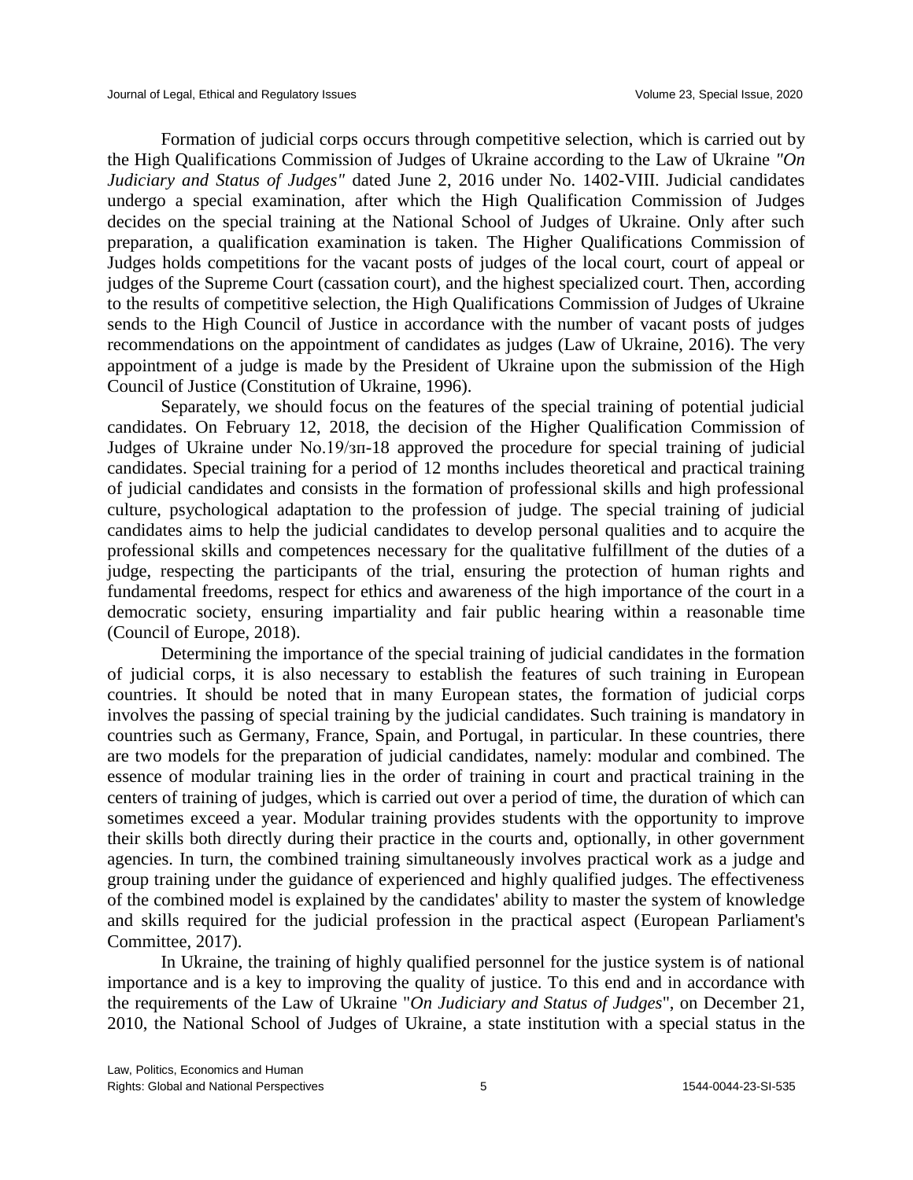Formation of judicial corps occurs through competitive selection, which is carried out by the High Qualifications Commission of Judges of Ukraine according to the Law of Ukraine *"On Judiciary and Status of Judges"* dated June 2, 2016 under No. 1402-VIII. Judicial candidates undergo a special examination, after which the High Qualification Commission of Judges decides on the special training at the National School of Judges of Ukraine. Only after such preparation, a qualification examination is taken. The Higher Qualifications Commission of Judges holds competitions for the vacant posts of judges of the local court, court of appeal or judges of the Supreme Court (cassation court), and the highest specialized court. Then, according to the results of competitive selection, the High Qualifications Commission of Judges of Ukraine sends to the High Council of Justice in accordance with the number of vacant posts of judges recommendations on the appointment of candidates as judges (Law of Ukraine, 2016). The very appointment of a judge is made by the President of Ukraine upon the submission of the High Council of Justice (Constitution of Ukraine, 1996).

Separately, we should focus on the features of the special training of potential judicial candidates. On February 12, 2018, the decision of the Higher Qualification Commission of Judges of Ukraine under No.19/зп-18 approved the procedure for special training of judicial candidates. Special training for a period of 12 months includes theoretical and practical training of judicial candidates and consists in the formation of professional skills and high professional culture, psychological adaptation to the profession of judge. The special training of judicial candidates aims to help the judicial candidates to develop personal qualities and to acquire the professional skills and competences necessary for the qualitative fulfillment of the duties of a judge, respecting the participants of the trial, ensuring the protection of human rights and fundamental freedoms, respect for ethics and awareness of the high importance of the court in a democratic society, ensuring impartiality and fair public hearing within a reasonable time (Council of Europe, 2018).

Determining the importance of the special training of judicial candidates in the formation of judicial corps, it is also necessary to establish the features of such training in European countries. It should be noted that in many European states, the formation of judicial corps involves the passing of special training by the judicial candidates. Such training is mandatory in countries such as Germany, France, Spain, and Portugal, in particular. In these countries, there are two models for the preparation of judicial candidates, namely: modular and combined. The essence of modular training lies in the order of training in court and practical training in the centers of training of judges, which is carried out over a period of time, the duration of which can sometimes exceed a year. Modular training provides students with the opportunity to improve their skills both directly during their practice in the courts and, optionally, in other government agencies. In turn, the combined training simultaneously involves practical work as a judge and group training under the guidance of experienced and highly qualified judges. The effectiveness of the combined model is explained by the candidates' ability to master the system of knowledge and skills required for the judicial profession in the practical aspect (European Parliament's Committee, 2017).

In Ukraine, the training of highly qualified personnel for the justice system is of national importance and is a key to improving the quality of justice. To this end and in accordance with the requirements of the Law of Ukraine "*On Judiciary and Status of Judges*", on December 21, 2010, the National School of Judges of Ukraine, a state institution with a special status in the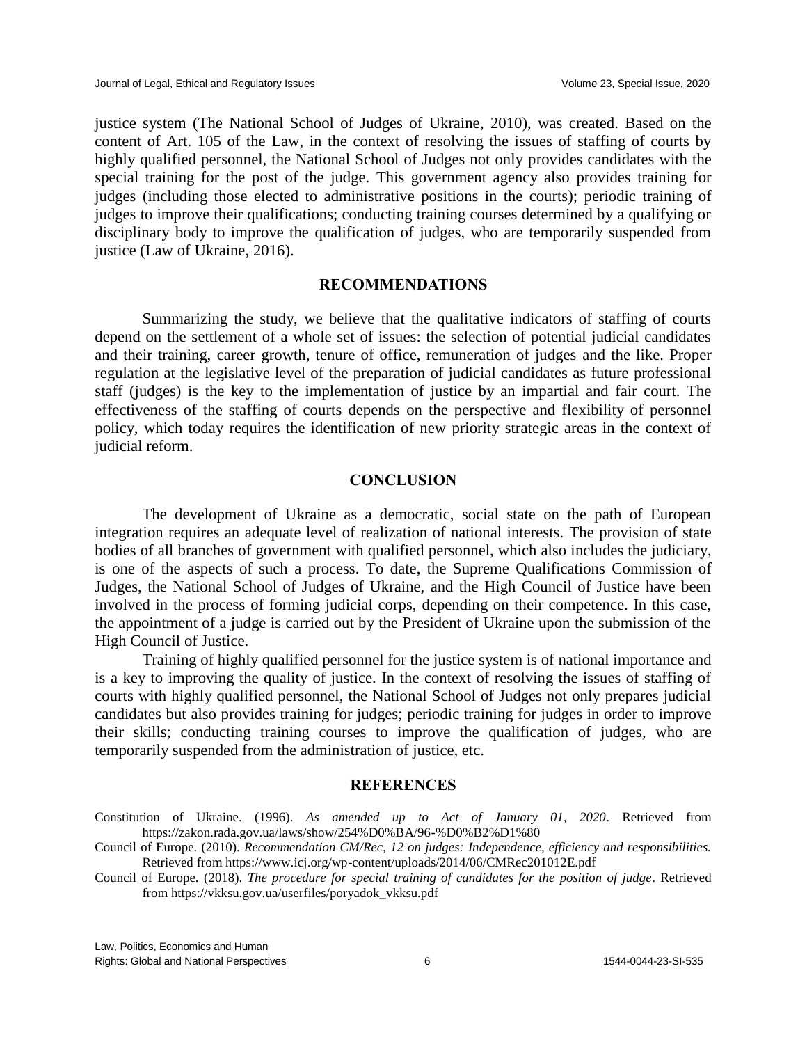justice system (The National School of Judges of Ukraine, 2010), was created. Based on the content of Art. 105 of the Law, in the context of resolving the issues of staffing of courts by highly qualified personnel, the National School of Judges not only provides candidates with the special training for the post of the judge. This government agency also provides training for judges (including those elected to administrative positions in the courts); periodic training of judges to improve their qualifications; conducting training courses determined by a qualifying or disciplinary body to improve the qualification of judges, who are temporarily suspended from justice (Law of Ukraine, 2016).

## RECOMMENDATIONS

Summarizing the study, we believe that the qualitative indicators of staffing of courts depend on the settlement of a whole set of issues: the selection of potential judicial candidates and their training, career growth, tenure of office, remuneration of judges and the like. Proper regulation at the legislative level of the preparation of judicial candidates as future professional staff (judges) is the key to the implementation of justice by an impartial and fair court. The effectiveness of the staffing of courts depends on the perspective and flexibility of personnel policy, which today requires the identification of new priority strategic areas in the context of judicial reform.

## CONCLUSION

The development of Ukraine as a democratic, social state on the path of European integration requires an adequate level of realization of national interests. The provision of state bodies of all branches of government with qualified personnel, which also includes the judiciary, is one of the aspects of such a process. To date, the Supreme Qualifications Commission of Judges, the National School of Judges of Ukraine, and the High Council of Justice have been involved in the process of forming judicial corps, depending on their competence. In this case, the appointment of a judge is carried out by the President of Ukraine upon the submission of the High Council of Justice.

Training of highly qualified personnel for the justice system is of national importance and is a key to improving the quality of justice. In the context of resolving the issues of staffing of courts with highly qualified personnel, the National School of Judges not only prepares judicial candidates but also provides training for judges; periodic training for judges in order to improve their skills; conducting training courses to improve the qualification of judges, who are temporarily suspended from the administration of justice, etc.

## REFERENCES

Constitution of Ukraine. (1996). *As amended up to Act of January 01, 2020*. Retrieved from https://zakon.rada.gov.ua/laws/show/254%D0%BA/96-%D0%B2%D1%80

Council of Europe. (2010). *Recommendation CM/Rec, 12 on judges: Independence, efficiency and responsibilities.* Retrieved from https://www.icj.org/wp-content/uploads/2014/06/CMRec201012E.pdf

Council of Europe. (2018). *The procedure for special training of candidates for the position of judge*. Retrieved from https://vkksu.gov.ua/userfiles/poryadok_vkksu.pdf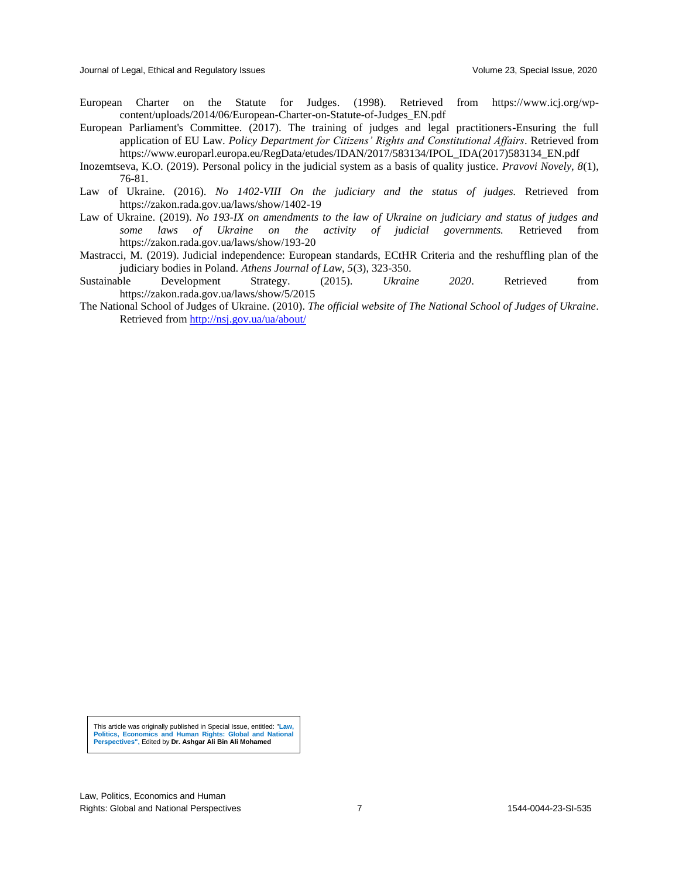European Charter on the Statute for Judges. (1998). Retrieved from https://www.icj.org/wp-content/uploads/2014/06/European-Charter-on-Statute-of-Judges_EN.pdf

European Parliament's Committee. (2017). The training of judges and legal practitioners-Ensuring the full application of EU Law. *Policy Department for Citizens' Rights and Constitutional Affairs*. Retrieved from https://www.europarl.europa.eu/RegData/etudes/IDAN/2017/583134/IPOL_IDA(2017)583134_EN.pdf

Inozemtseva, K.O. (2019). Personal policy in the judicial system as a basis of quality justice. *Pravovi Novely, 8*(1), 76-81.

Law of Ukraine. (2016). *No 1402-VIII On the judiciary and the status of judges.* Retrieved from https://zakon.rada.gov.ua/laws/show/1402-19

Law of Ukraine. (2019). *No 193-IX on amendments to the law of Ukraine on judiciary and status of judges and some laws of Ukraine on the activity of judicial governments.* Retrieved from https://zakon.rada.gov.ua/laws/show/193-20

Mastracci, M. (2019). Judicial independence: European standards, ECtHR Criteria and the reshuffling plan of the judiciary bodies in Poland. *Athens Journal of Law, 5*(3), 323-350.

Sustainable Development Strategy. (2015). *Ukraine 2020*. Retrieved from https://zakon.rada.gov.ua/laws/show/5/2015

The National School of Judges of Ukraine. (2010). *The official website of The National School of Judges of Ukraine*. Retrieved from http://nsj.gov.ua/ua/about/

This article was originally published in Special Issue, entitled: "**Law, Politics, Economics and Human Rights: Global and National Perspectives**", Edited by **Dr. Ashgar Ali Bin Ali Mohamed**